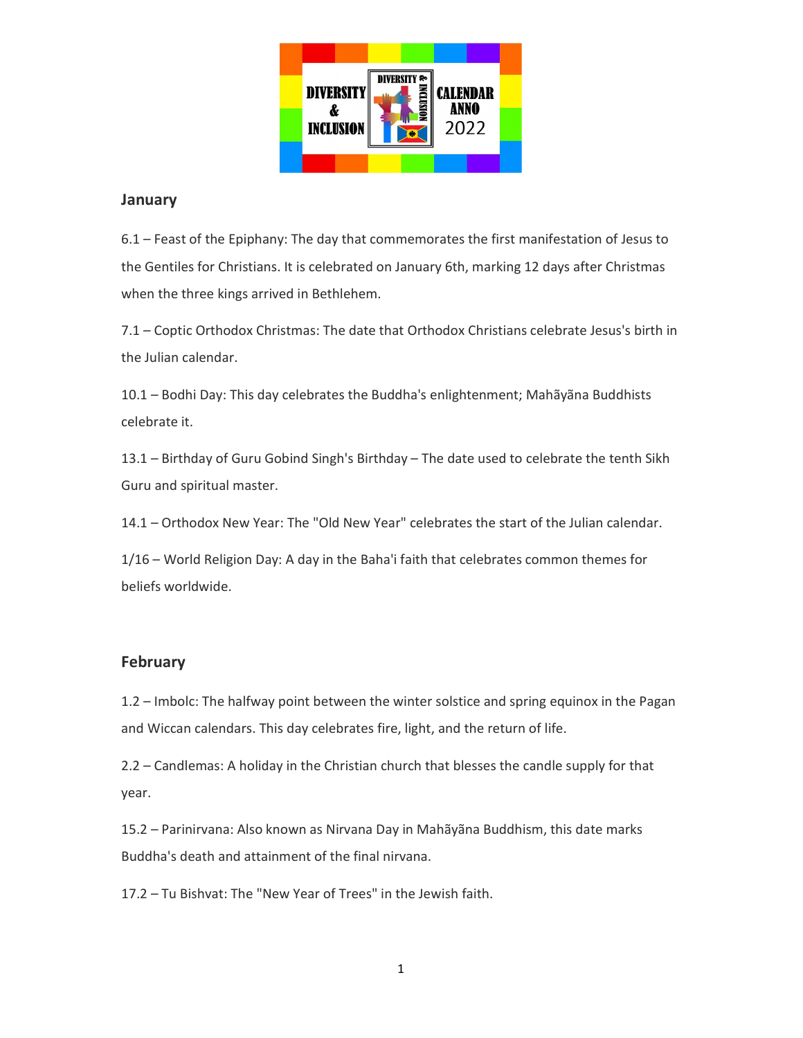DIVERSITY & INCLUSION CALENDAR ANNO 2022

## January

6.1 – Feast of the Epiphany: The day that commemorates the first manifestation of Jesus to the Gentiles for Christians. It is celebrated on January 6th, marking 12 days after Christmas when the three kings arrived in Bethlehem.

7.1 – Coptic Orthodox Christmas: The date that Orthodox Christians celebrate Jesus's birth in the Julian calendar.

10.1 – Bodhi Day: This day celebrates the Buddha's enlightenment; Mahãyãna Buddhists celebrate it.

13.1 – Birthday of Guru Gobind Singh's Birthday – The date used to celebrate the tenth Sikh Guru and spiritual master.

14.1 – Orthodox New Year: The "Old New Year" celebrates the start of the Julian calendar.

1/16 – World Religion Day: A day in the Baha'i faith that celebrates common themes for beliefs worldwide.

## February

1.2 – Imbolc: The halfway point between the winter solstice and spring equinox in the Pagan and Wiccan calendars. This day celebrates fire, light, and the return of life.

2.2 – Candlemas: A holiday in the Christian church that blesses the candle supply for that year.

15.2 – Parinirvana: Also known as Nirvana Day in Mahãyãna Buddhism, this date marks Buddha's death and attainment of the final nirvana.

17.2 – Tu Bishvat: The "New Year of Trees" in the Jewish faith.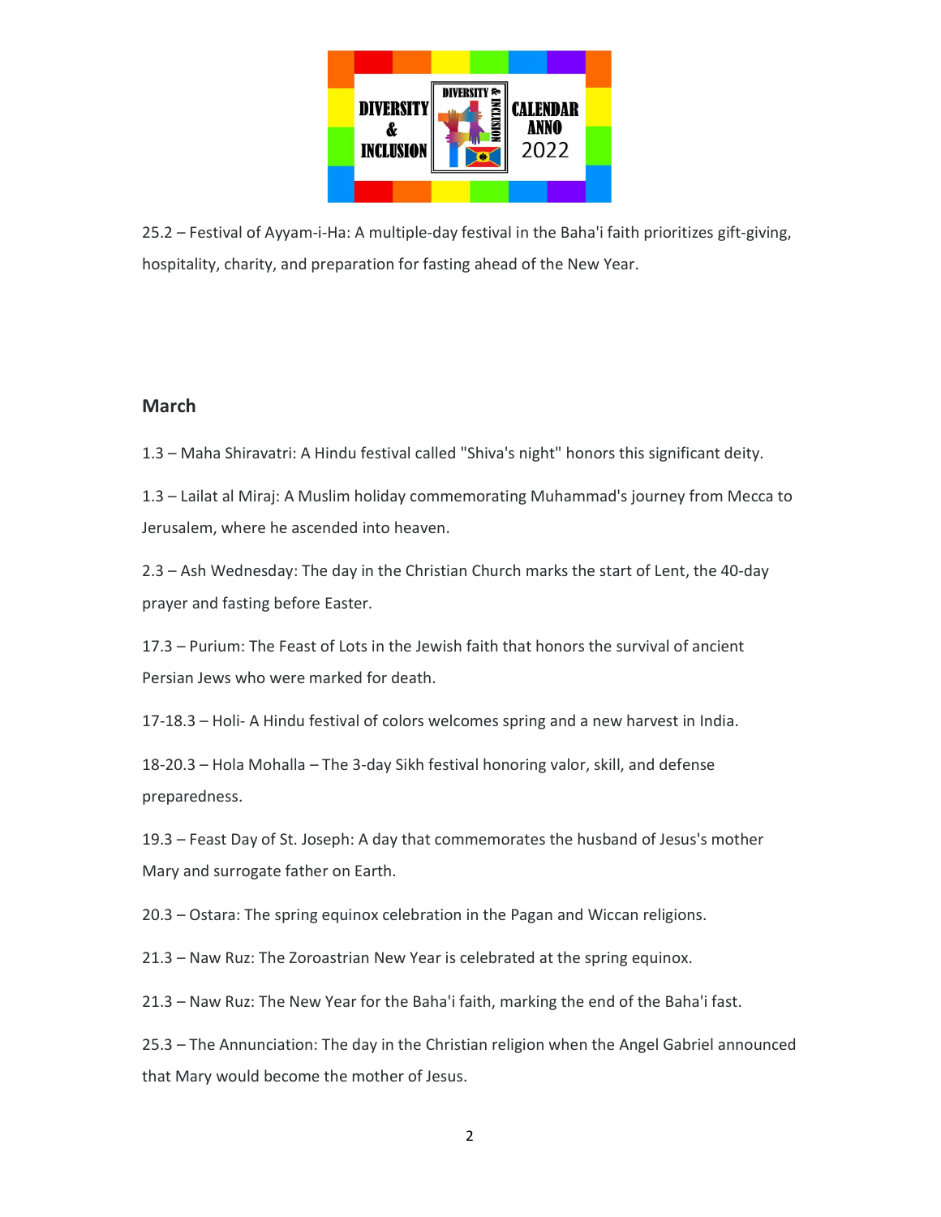25.2 – Festival of Ayyam-i-Ha: A multiple-day festival in the Baha'i faith prioritizes gift-giving, hospitality, charity, and preparation for fasting ahead of the New Year.

## March

1.3 – Maha Shiravatri: A Hindu festival called "Shiva's night" honors this significant deity.

1.3 – Lailat al Miraj: A Muslim holiday commemorating Muhammad's journey from Mecca to Jerusalem, where he ascended into heaven.

2.3 – Ash Wednesday: The day in the Christian Church marks the start of Lent, the 40-day prayer and fasting before Easter.

17.3 – Purium: The Feast of Lots in the Jewish faith that honors the survival of ancient Persian Jews who were marked for death.

17-18.3 – Holi- A Hindu festival of colors welcomes spring and a new harvest in India.

18-20.3 – Hola Mohalla – The 3-day Sikh festival honoring valor, skill, and defense preparedness.

19.3 – Feast Day of St. Joseph: A day that commemorates the husband of Jesus's mother Mary and surrogate father on Earth.

20.3 – Ostara: The spring equinox celebration in the Pagan and Wiccan religions.

21.3 – Naw Ruz: The Zoroastrian New Year is celebrated at the spring equinox.

21.3 – Naw Ruz: The New Year for the Baha'i faith, marking the end of the Baha'i fast.

25.3 – The Annunciation: The day in the Christian religion when the Angel Gabriel announced that Mary would become the mother of Jesus.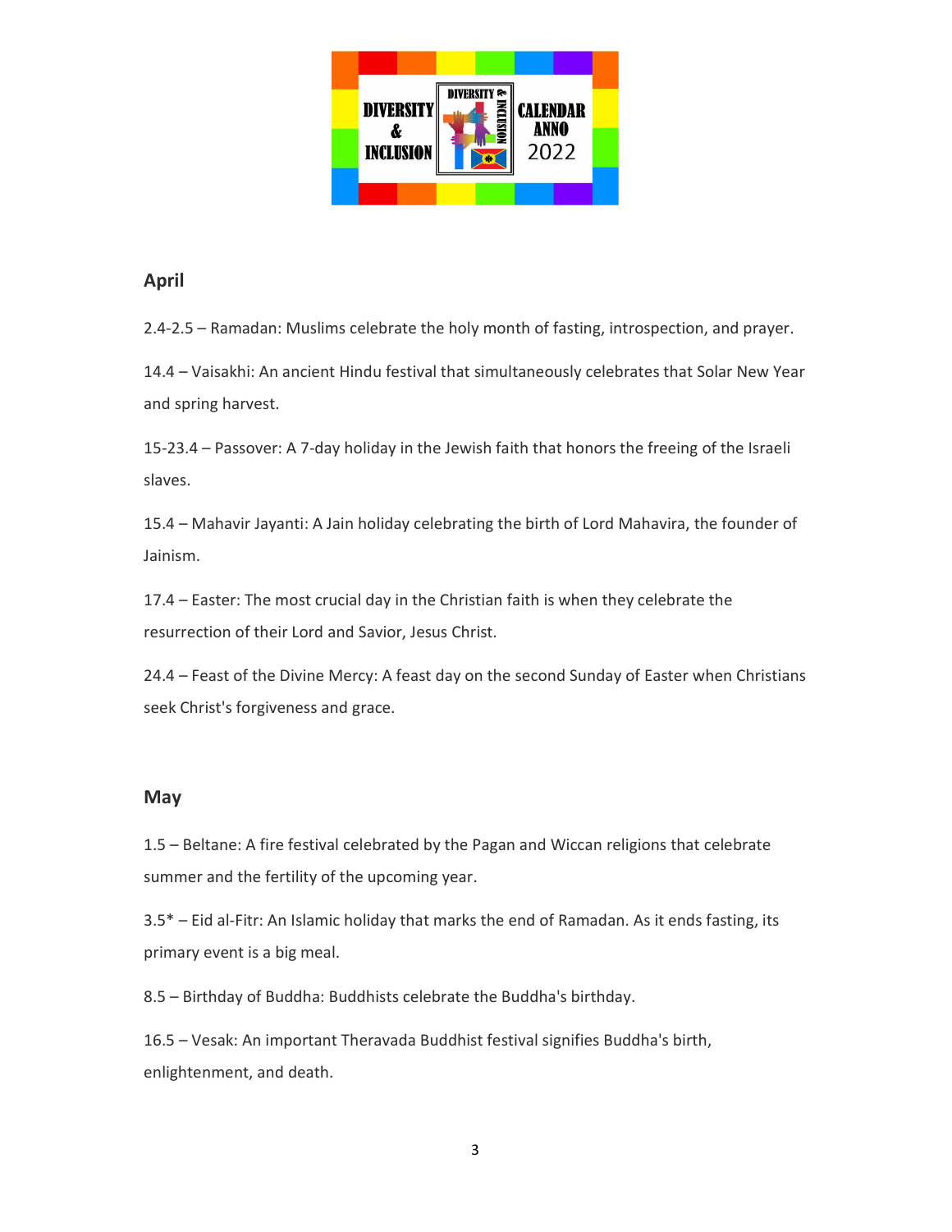## April

2.4-2.5 – Ramadan: Muslims celebrate the holy month of fasting, introspection, and prayer.

14.4 – Vaisakhi: An ancient Hindu festival that simultaneously celebrates that Solar New Year and spring harvest.

15-23.4 – Passover: A 7-day holiday in the Jewish faith that honors the freeing of the Israeli slaves.

15.4 – Mahavir Jayanti: A Jain holiday celebrating the birth of Lord Mahavira, the founder of Jainism.

17.4 – Easter: The most crucial day in the Christian faith is when they celebrate the resurrection of their Lord and Savior, Jesus Christ.

24.4 – Feast of the Divine Mercy: A feast day on the second Sunday of Easter when Christians seek Christ's forgiveness and grace.

## May

1.5 – Beltane: A fire festival celebrated by the Pagan and Wiccan religions that celebrate summer and the fertility of the upcoming year.

3.5* – Eid al-Fitr: An Islamic holiday that marks the end of Ramadan. As it ends fasting, its primary event is a big meal.

8.5 – Birthday of Buddha: Buddhists celebrate the Buddha's birthday.

16.5 – Vesak: An important Theravada Buddhist festival signifies Buddha's birth, enlightenment, and death.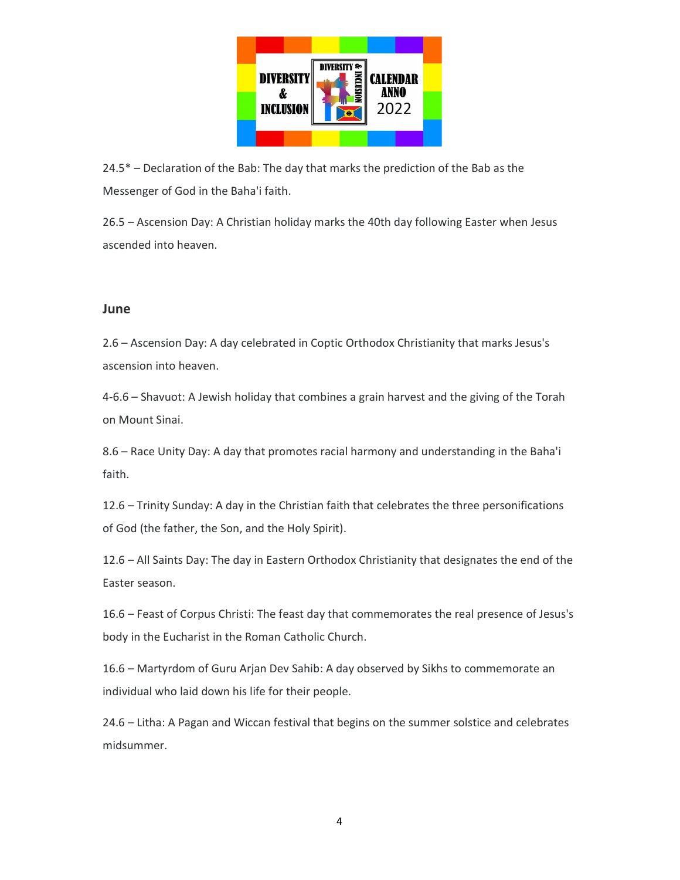24.5* – Declaration of the Bab: The day that marks the prediction of the Bab as the Messenger of God in the Baha'i faith.

26.5 – Ascension Day: A Christian holiday marks the 40th day following Easter when Jesus ascended into heaven.

## June

2.6 – Ascension Day: A day celebrated in Coptic Orthodox Christianity that marks Jesus's ascension into heaven.

4-6.6 – Shavuot: A Jewish holiday that combines a grain harvest and the giving of the Torah on Mount Sinai.

8.6 – Race Unity Day: A day that promotes racial harmony and understanding in the Baha'i faith.

12.6 – Trinity Sunday: A day in the Christian faith that celebrates the three personifications of God (the father, the Son, and the Holy Spirit).

12.6 – All Saints Day: The day in Eastern Orthodox Christianity that designates the end of the Easter season.

16.6 – Feast of Corpus Christi: The feast day that commemorates the real presence of Jesus's body in the Eucharist in the Roman Catholic Church.

16.6 – Martyrdom of Guru Arjan Dev Sahib: A day observed by Sikhs to commemorate an individual who laid down his life for their people.

24.6 – Litha: A Pagan and Wiccan festival that begins on the summer solstice and celebrates midsummer.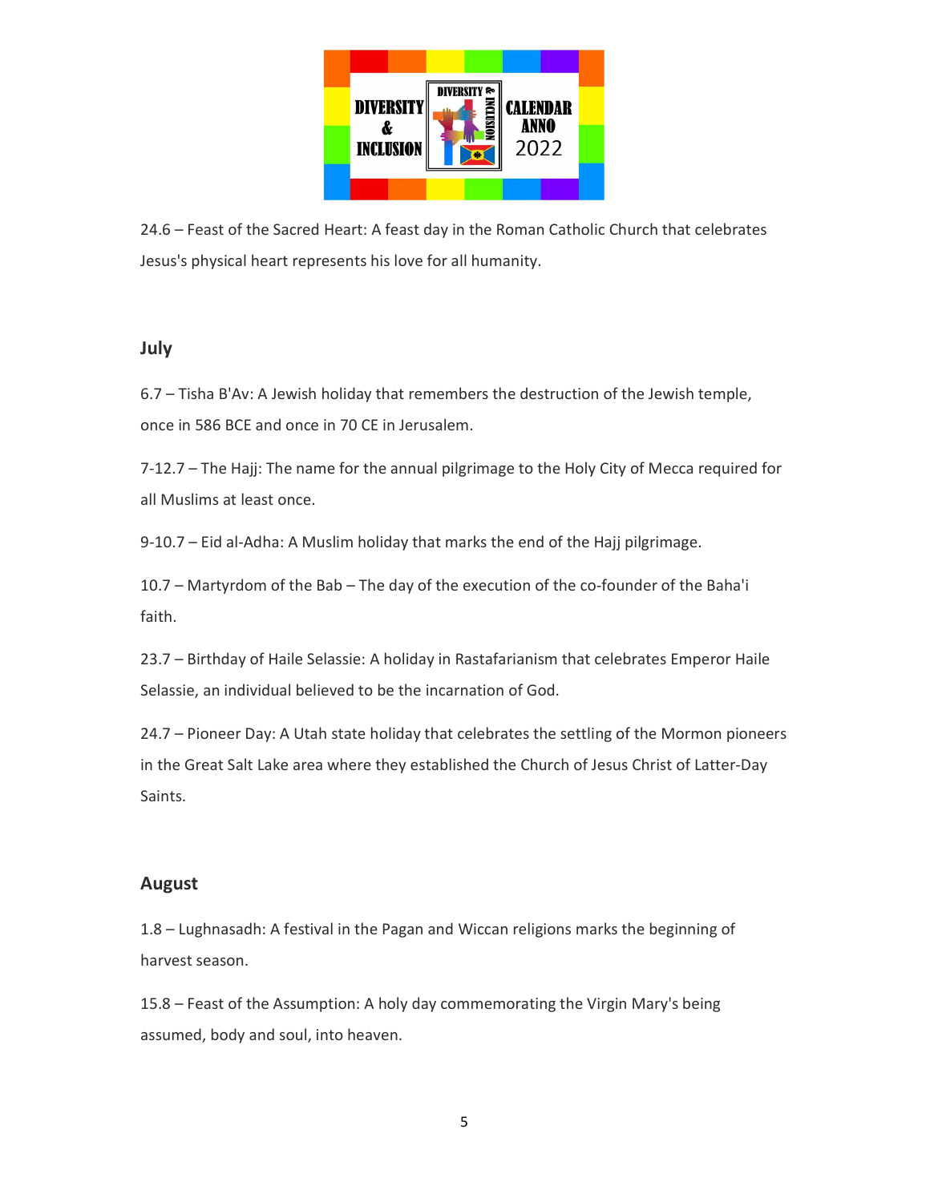24.6 – Feast of the Sacred Heart: A feast day in the Roman Catholic Church that celebrates Jesus's physical heart represents his love for all humanity.

## July

6.7 – Tisha B'Av: A Jewish holiday that remembers the destruction of the Jewish temple, once in 586 BCE and once in 70 CE in Jerusalem.

7-12.7 – The Hajj: The name for the annual pilgrimage to the Holy City of Mecca required for all Muslims at least once.

9-10.7 – Eid al-Adha: A Muslim holiday that marks the end of the Hajj pilgrimage.

10.7 – Martyrdom of the Bab – The day of the execution of the co-founder of the Baha'i faith.

23.7 – Birthday of Haile Selassie: A holiday in Rastafarianism that celebrates Emperor Haile Selassie, an individual believed to be the incarnation of God.

24.7 – Pioneer Day: A Utah state holiday that celebrates the settling of the Mormon pioneers in the Great Salt Lake area where they established the Church of Jesus Christ of Latter-Day Saints.

## August

1.8 – Lughnasadh: A festival in the Pagan and Wiccan religions marks the beginning of harvest season.

15.8 – Feast of the Assumption: A holy day commemorating the Virgin Mary's being assumed, body and soul, into heaven.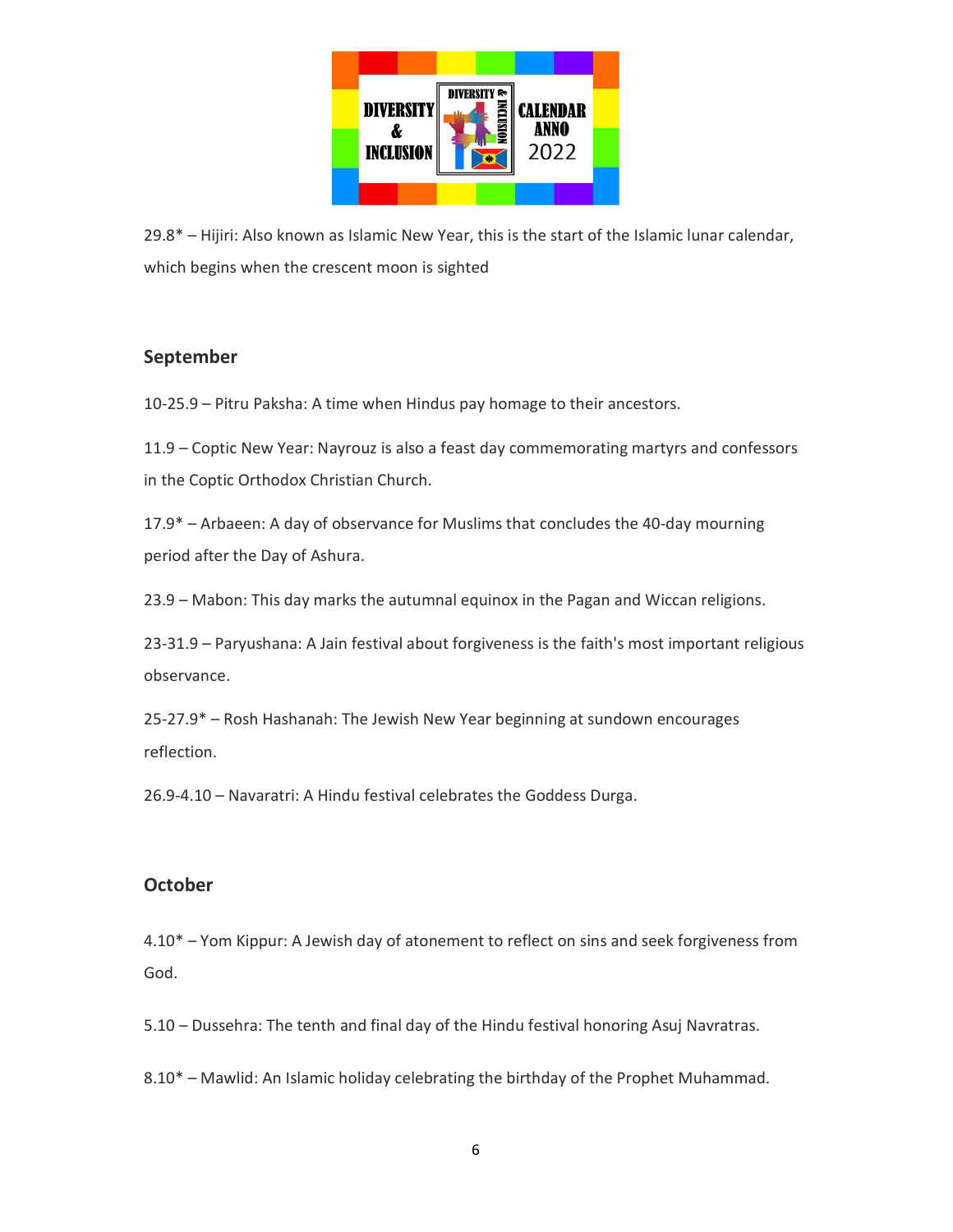29.8* – Hijiri: Also known as Islamic New Year, this is the start of the Islamic lunar calendar, which begins when the crescent moon is sighted

## September

10-25.9 – Pitru Paksha: A time when Hindus pay homage to their ancestors.

11.9 – Coptic New Year: Nayrouz is also a feast day commemorating martyrs and confessors in the Coptic Orthodox Christian Church.

17.9* – Arbaeen: A day of observance for Muslims that concludes the 40-day mourning period after the Day of Ashura.

23.9 – Mabon: This day marks the autumnal equinox in the Pagan and Wiccan religions.

23-31.9 – Paryushana: A Jain festival about forgiveness is the faith's most important religious observance.

25-27.9* – Rosh Hashanah: The Jewish New Year beginning at sundown encourages reflection.

26.9-4.10 – Navaratri: A Hindu festival celebrates the Goddess Durga.

## October

4.10* – Yom Kippur: A Jewish day of atonement to reflect on sins and seek forgiveness from God.

5.10 – Dussehra: The tenth and final day of the Hindu festival honoring Asuj Navratras.

8.10* – Mawlid: An Islamic holiday celebrating the birthday of the Prophet Muhammad.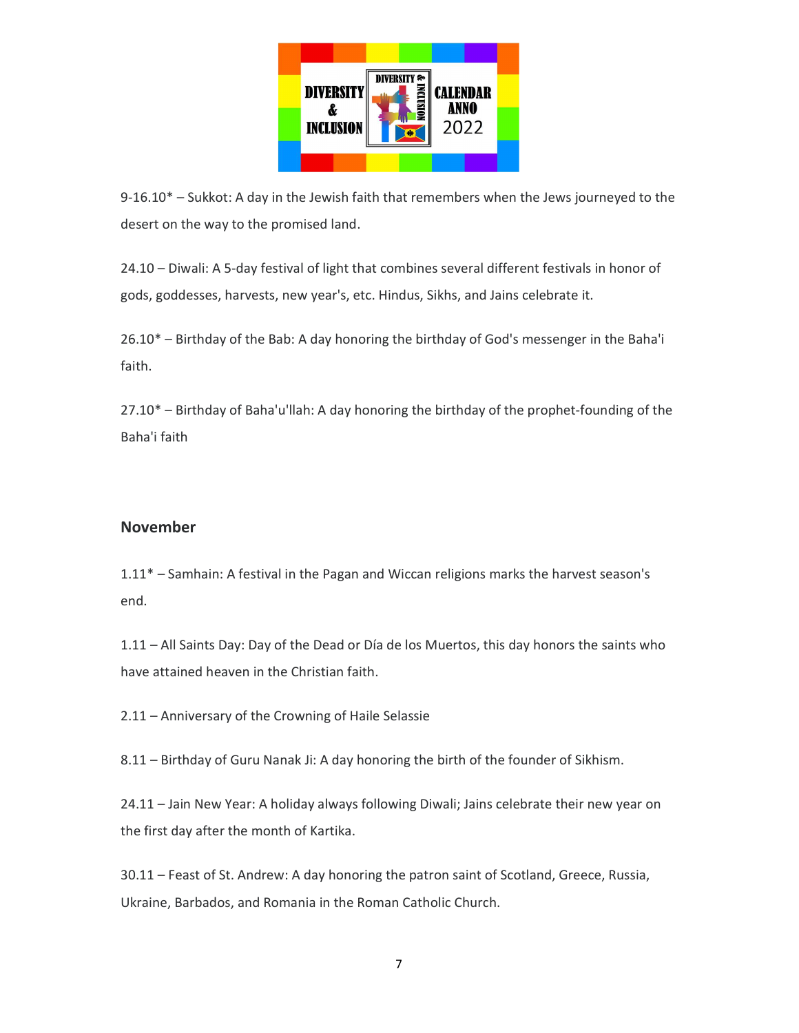9-16.10* – Sukkot: A day in the Jewish faith that remembers when the Jews journeyed to the desert on the way to the promised land.

24.10 – Diwali: A 5-day festival of light that combines several different festivals in honor of gods, goddesses, harvests, new year's, etc. Hindus, Sikhs, and Jains celebrate it.

26.10* – Birthday of the Bab: A day honoring the birthday of God's messenger in the Baha'i faith.

27.10* – Birthday of Baha'u'llah: A day honoring the birthday of the prophet-founding of the Baha'i faith

## November

1.11* – Samhain: A festival in the Pagan and Wiccan religions marks the harvest season's end.

1.11 – All Saints Day: Day of the Dead or Día de los Muertos, this day honors the saints who have attained heaven in the Christian faith.

2.11 – Anniversary of the Crowning of Haile Selassie

8.11 – Birthday of Guru Nanak Ji: A day honoring the birth of the founder of Sikhism.

24.11 – Jain New Year: A holiday always following Diwali; Jains celebrate their new year on the first day after the month of Kartika.

30.11 – Feast of St. Andrew: A day honoring the patron saint of Scotland, Greece, Russia, Ukraine, Barbados, and Romania in the Roman Catholic Church.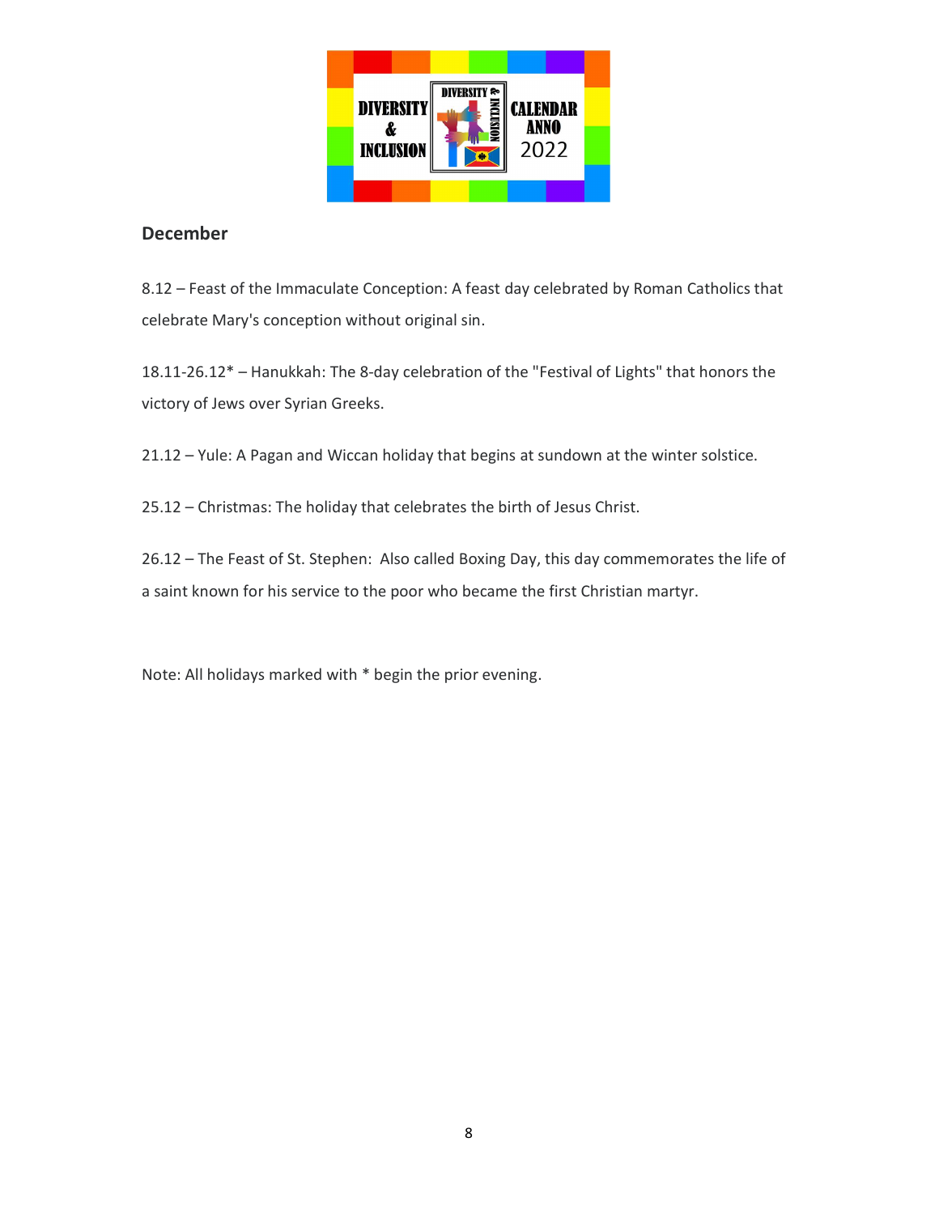## December

8.12 – Feast of the Immaculate Conception: A feast day celebrated by Roman Catholics that celebrate Mary's conception without original sin.

18.11-26.12* – Hanukkah: The 8-day celebration of the "Festival of Lights" that honors the victory of Jews over Syrian Greeks.

21.12 – Yule: A Pagan and Wiccan holiday that begins at sundown at the winter solstice.

25.12 – Christmas: The holiday that celebrates the birth of Jesus Christ.

26.12 – The Feast of St. Stephen: Also called Boxing Day, this day commemorates the life of a saint known for his service to the poor who became the first Christian martyr.

Note: All holidays marked with * begin the prior evening.